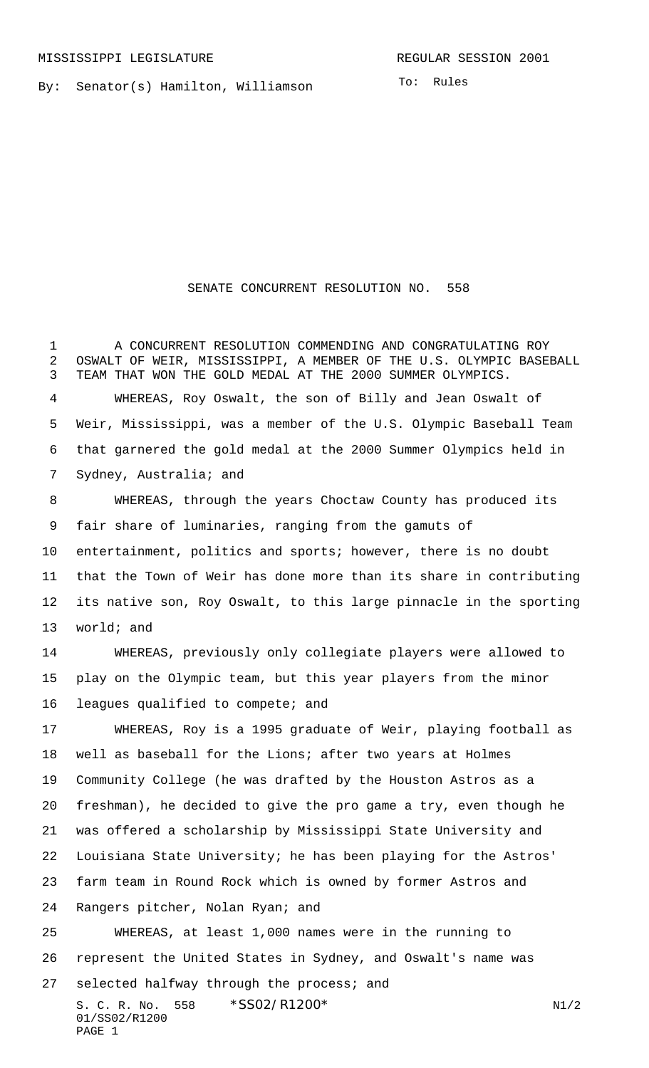MISSISSIPPI LEGISLATURE REGULAR SESSION 2001

By: Senator(s) Hamilton, Williamson

To: Rules

# SENATE CONCURRENT RESOLUTION NO. 558

A CONCURRENT RESOLUTION COMMENDING AND CONGRATULATING ROY OSWALT OF WEIR, MISSISSIPPI, A MEMBER OF THE U.S. OLYMPIC BASEBALL TEAM THAT WON THE GOLD MEDAL AT THE 2000 SUMMER OLYMPICS.

WHEREAS, Roy Oswalt, the son of Billy and Jean Oswalt of Weir, Mississippi, was a member of the U.S. Olympic Baseball Team that garnered the gold medal at the 2000 Summer Olympics held in Sydney, Australia; and

WHEREAS, through the years Choctaw County has produced its fair share of luminaries, ranging from the gamuts of entertainment, politics and sports; however, there is no doubt that the Town of Weir has done more than its share in contributing its native son, Roy Oswalt, to this large pinnacle in the sporting world; and

WHEREAS, previously only collegiate players were allowed to play on the Olympic team, but this year players from the minor leagues qualified to compete; and

WHEREAS, Roy is a 1995 graduate of Weir, playing football as well as baseball for the Lions; after two years at Holmes Community College (he was drafted by the Houston Astros as a freshman), he decided to give the pro game a try, even though he was offered a scholarship by Mississippi State University and Louisiana State University; he has been playing for the Astros' farm team in Round Rock which is owned by former Astros and Rangers pitcher, Nolan Ryan; and

WHEREAS, at least 1,000 names were in the running to represent the United States in Sydney, and Oswalt's name was selected halfway through the process; and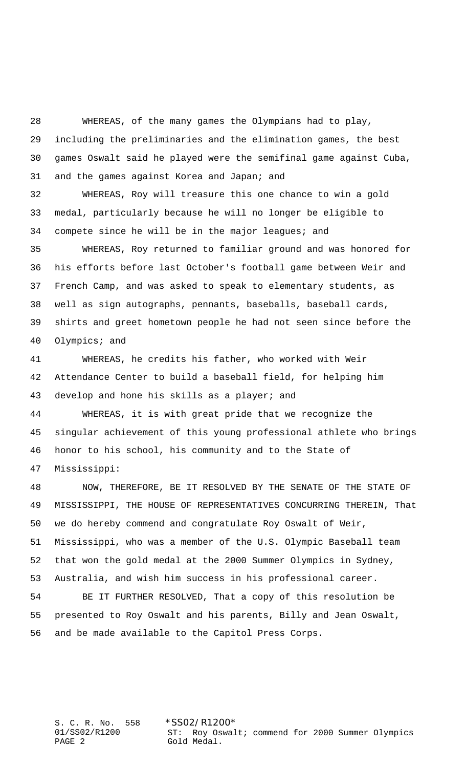WHEREAS, of the many games the Olympians had to play, including the preliminaries and the elimination games, the best games Oswalt said he played were the semifinal game against Cuba, and the games against Korea and Japan; and

WHEREAS, Roy will treasure this one chance to win a gold medal, particularly because he will no longer be eligible to compete since he will be in the major leagues; and

WHEREAS, Roy returned to familiar ground and was honored for his efforts before last October's football game between Weir and French Camp, and was asked to speak to elementary students, as well as sign autographs, pennants, baseballs, baseball cards, shirts and greet hometown people he had not seen since before the Olympics; and

WHEREAS, he credits his father, who worked with Weir Attendance Center to build a baseball field, for helping him develop and hone his skills as a player; and

WHEREAS, it is with great pride that we recognize the singular achievement of this young professional athlete who brings honor to his school, his community and to the State of Mississippi:

NOW, THEREFORE, BE IT RESOLVED BY THE SENATE OF THE STATE OF MISSISSIPPI, THE HOUSE OF REPRESENTATIVES CONCURRING THEREIN, That we do hereby commend and congratulate Roy Oswalt of Weir, Mississippi, who was a member of the U.S. Olympic Baseball team that won the gold medal at the 2000 Summer Olympics in Sydney, Australia, and wish him success in his professional career.

BE IT FURTHER RESOLVED, That a copy of this resolution be presented to Roy Oswalt and his parents, Billy and Jean Oswalt, and be made available to the Capitol Press Corps.